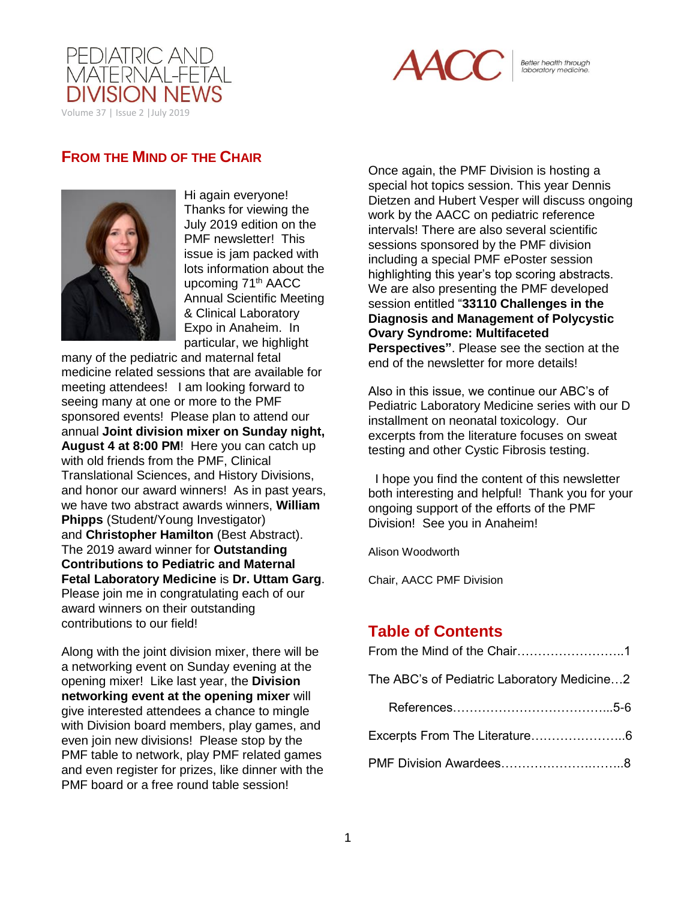# PEDIATRIC AND MATERNAL-FETAL DIVISION NEWS

Volume 37 | Issue 2 |July 2019

## FROM THE MIND OF THE CHAIR

Hi again everyone! Thanks for viewing the July 2019 edition on the PMF newsletter! This issue is jam packed with lots information about the upcoming 71th AACC Annual Scientific Meeting & Clinical Laboratory Expo in Anaheim. In particular, we highlight many of the pediatric and maternal fetal medicine related sessions that are available for meeting attendees! I am looking forward to seeing many at one or more to the PMF sponsored events! Please plan to attend our annual **Joint division mixer on Sunday night, August 4 at 8:00 PM**! Here you can catch up with old friends from the PMF, Clinical Translational Sciences, and History Divisions, and honor our award winners! As in past years, we have two abstract awards winners, **William Phipps** (Student/Young Investigator) and **Christopher Hamilton** (Best Abstract). The 2019 award winner for **Outstanding Contributions to Pediatric and Maternal Fetal Laboratory Medicine** is **Dr. Uttam Garg**. Please join me in congratulating each of our award winners on their outstanding contributions to our field!

Along with the joint division mixer, there will be a networking event on Sunday evening at the opening mixer! Like last year, the **Division networking event at the opening mixer** will give interested attendees a chance to mingle with Division board members, play games, and even join new divisions! Please stop by the PMF table to network, play PMF related games and even register for prizes, like dinner with the PMF board or a free round table session!

Once again, the PMF Division is hosting a special hot topics session. This year Dennis Dietzen and Hubert Vesper will discuss ongoing work by the AACC on pediatric reference intervals! There are also several scientific sessions sponsored by the PMF division including a special PMF ePoster session highlighting this year's top scoring abstracts. We are also presenting the PMF developed session entitled "**33110 Challenges in the Diagnosis and Management of Polycystic Ovary Syndrome: Multifaceted Perspectives"**. Please see the section at the end of the newsletter for more details!

Also in this issue, we continue our ABC's of Pediatric Laboratory Medicine series with our D installment on neonatal toxicology. Our excerpts from the literature focuses on sweat testing and other Cystic Fibrosis testing.

I hope you find the content of this newsletter both interesting and helpful! Thank you for your ongoing support of the efforts of the PMF Division! See you in Anaheim!

Alison Woodworth

Chair, AACC PMF Division

## Table of Contents

From the Mind of the Chair……………………..1

The ABC's of Pediatric Laboratory Medicine…2

References………………………………...5-6

Excerpts From The Literature…………………..6

PMF Division Awardees………………….……..8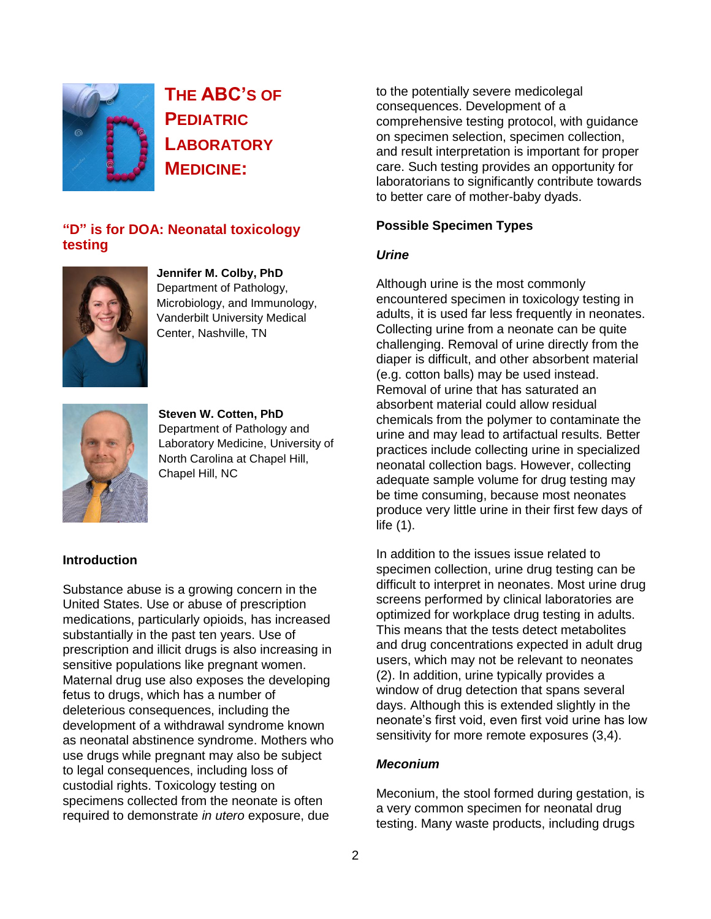# THE ABC'S OF PEDIATRIC LABORATORY MEDICINE:

## "D" is for DOA: Neonatal toxicology testing

**Jennifer M. Colby, PhD**
Department of Pathology, Microbiology, and Immunology, Vanderbilt University Medical Center, Nashville, TN

**Steven W. Cotten, PhD**
Department of Pathology and Laboratory Medicine, University of North Carolina at Chapel Hill, Chapel Hill, NC

### Introduction

Substance abuse is a growing concern in the United States. Use or abuse of prescription medications, particularly opioids, has increased substantially in the past ten years. Use of prescription and illicit drugs is also increasing in sensitive populations like pregnant women. Maternal drug use also exposes the developing fetus to drugs, which has a number of deleterious consequences, including the development of a withdrawal syndrome known as neonatal abstinence syndrome. Mothers who use drugs while pregnant may also be subject to legal consequences, including loss of custodial rights. Toxicology testing on specimens collected from the neonate is often required to demonstrate *in utero* exposure, due to the potentially severe medicolegal consequences. Development of a comprehensive testing protocol, with guidance on specimen selection, specimen collection, and result interpretation is important for proper care. Such testing provides an opportunity for laboratorians to significantly contribute towards to better care of mother-baby dyads.

### Possible Specimen Types

#### *Urine*

Although urine is the most commonly encountered specimen in toxicology testing in adults, it is used far less frequently in neonates. Collecting urine from a neonate can be quite challenging. Removal of urine directly from the diaper is difficult, and other absorbent material (e.g. cotton balls) may be used instead. Removal of urine that has saturated an absorbent material could allow residual chemicals from the polymer to contaminate the urine and may lead to artifactual results. Better practices include collecting urine in specialized neonatal collection bags. However, collecting adequate sample volume for drug testing may be time consuming, because most neonates produce very little urine in their first few days of life (1).

In addition to the issues issue related to specimen collection, urine drug testing can be difficult to interpret in neonates. Most urine drug screens performed by clinical laboratories are optimized for workplace drug testing in adults. This means that the tests detect metabolites and drug concentrations expected in adult drug users, which may not be relevant to neonates (2). In addition, urine typically provides a window of drug detection that spans several days. Although this is extended slightly in the neonate's first void, even first void urine has low sensitivity for more remote exposures (3,4).

#### *Meconium*

Meconium, the stool formed during gestation, is a very common specimen for neonatal drug testing. Many waste products, including drugs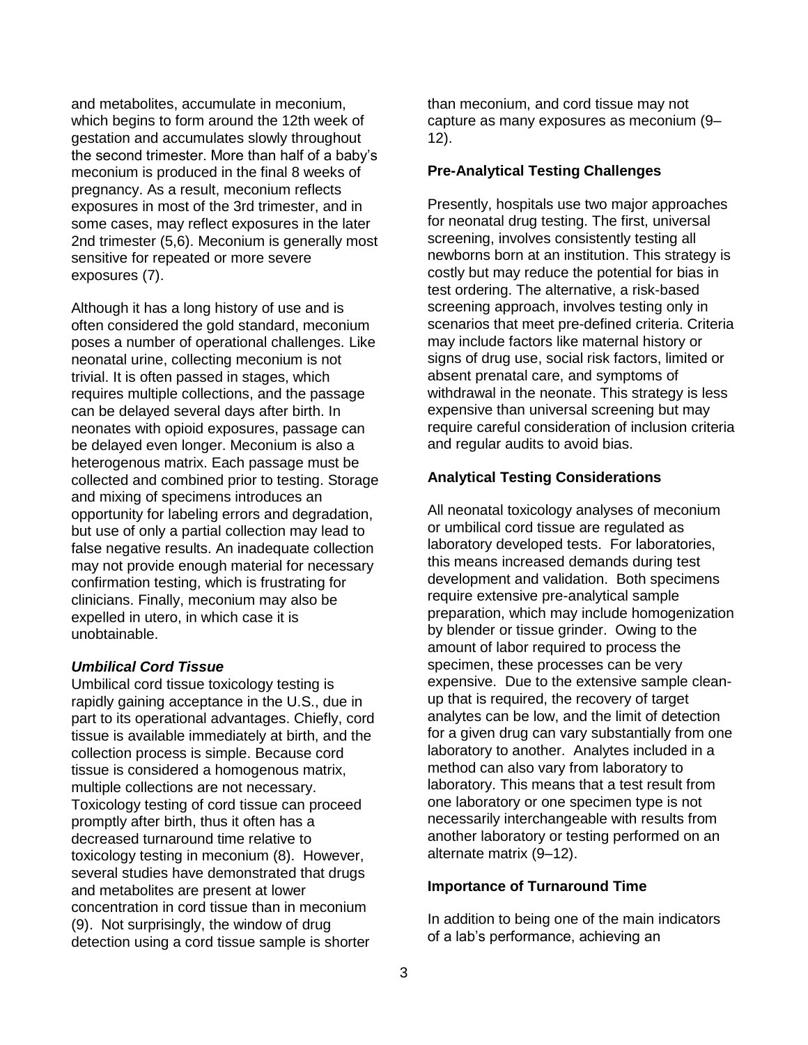and metabolites, accumulate in meconium, which begins to form around the 12th week of gestation and accumulates slowly throughout the second trimester. More than half of a baby's meconium is produced in the final 8 weeks of pregnancy. As a result, meconium reflects exposures in most of the 3rd trimester, and in some cases, may reflect exposures in the later 2nd trimester (5,6). Meconium is generally most sensitive for repeated or more severe exposures (7).

Although it has a long history of use and is often considered the gold standard, meconium poses a number of operational challenges. Like neonatal urine, collecting meconium is not trivial. It is often passed in stages, which requires multiple collections, and the passage can be delayed several days after birth. In neonates with opioid exposures, passage can be delayed even longer. Meconium is also a heterogenous matrix. Each passage must be collected and combined prior to testing. Storage and mixing of specimens introduces an opportunity for labeling errors and degradation, but use of only a partial collection may lead to false negative results. An inadequate collection may not provide enough material for necessary confirmation testing, which is frustrating for clinicians. Finally, meconium may also be expelled in utero, in which case it is unobtainable.

***Umbilical Cord Tissue***

Umbilical cord tissue toxicology testing is rapidly gaining acceptance in the U.S., due in part to its operational advantages. Chiefly, cord tissue is available immediately at birth, and the collection process is simple. Because cord tissue is considered a homogenous matrix, multiple collections are not necessary. Toxicology testing of cord tissue can proceed promptly after birth, thus it often has a decreased turnaround time relative to toxicology testing in meconium (8). However, several studies have demonstrated that drugs and metabolites are present at lower concentration in cord tissue than in meconium (9). Not surprisingly, the window of drug detection using a cord tissue sample is shorter than meconium, and cord tissue may not capture as many exposures as meconium (9–12).

**Pre-Analytical Testing Challenges**

Presently, hospitals use two major approaches for neonatal drug testing. The first, universal screening, involves consistently testing all newborns born at an institution. This strategy is costly but may reduce the potential for bias in test ordering. The alternative, a risk-based screening approach, involves testing only in scenarios that meet pre-defined criteria. Criteria may include factors like maternal history or signs of drug use, social risk factors, limited or absent prenatal care, and symptoms of withdrawal in the neonate. This strategy is less expensive than universal screening but may require careful consideration of inclusion criteria and regular audits to avoid bias.

**Analytical Testing Considerations**

All neonatal toxicology analyses of meconium or umbilical cord tissue are regulated as laboratory developed tests. For laboratories, this means increased demands during test development and validation. Both specimens require extensive pre-analytical sample preparation, which may include homogenization by blender or tissue grinder. Owing to the amount of labor required to process the specimen, these processes can be very expensive. Due to the extensive sample clean-up that is required, the recovery of target analytes can be low, and the limit of detection for a given drug can vary substantially from one laboratory to another. Analytes included in a method can also vary from laboratory to laboratory. This means that a test result from one laboratory or one specimen type is not necessarily interchangeable with results from another laboratory or testing performed on an alternate matrix (9–12).

**Importance of Turnaround Time**

In addition to being one of the main indicators of a lab's performance, achieving an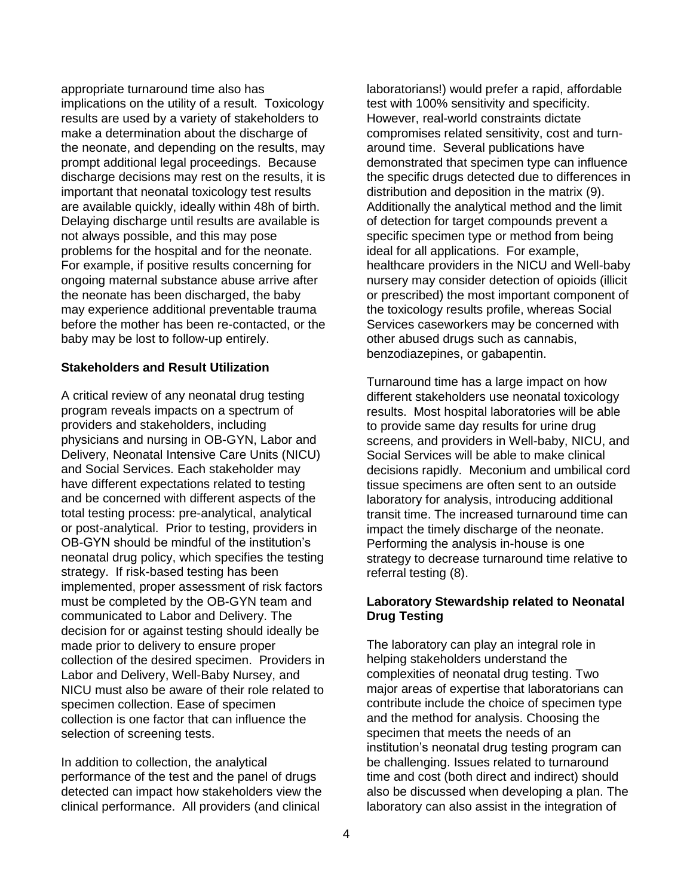appropriate turnaround time also has implications on the utility of a result. Toxicology results are used by a variety of stakeholders to make a determination about the discharge of the neonate, and depending on the results, may prompt additional legal proceedings. Because discharge decisions may rest on the results, it is important that neonatal toxicology test results are available quickly, ideally within 48h of birth. Delaying discharge until results are available is not always possible, and this may pose problems for the hospital and for the neonate. For example, if positive results concerning for ongoing maternal substance abuse arrive after the neonate has been discharged, the baby may experience additional preventable trauma before the mother has been re-contacted, or the baby may be lost to follow-up entirely.

**Stakeholders and Result Utilization**

A critical review of any neonatal drug testing program reveals impacts on a spectrum of providers and stakeholders, including physicians and nursing in OB-GYN, Labor and Delivery, Neonatal Intensive Care Units (NICU) and Social Services. Each stakeholder may have different expectations related to testing and be concerned with different aspects of the total testing process: pre-analytical, analytical or post-analytical. Prior to testing, providers in OB-GYN should be mindful of the institution's neonatal drug policy, which specifies the testing strategy. If risk-based testing has been implemented, proper assessment of risk factors must be completed by the OB-GYN team and communicated to Labor and Delivery. The decision for or against testing should ideally be made prior to delivery to ensure proper collection of the desired specimen. Providers in Labor and Delivery, Well-Baby Nursey, and NICU must also be aware of their role related to specimen collection. Ease of specimen collection is one factor that can influence the selection of screening tests.

In addition to collection, the analytical performance of the test and the panel of drugs detected can impact how stakeholders view the clinical performance. All providers (and clinical laboratorians!) would prefer a rapid, affordable test with 100% sensitivity and specificity. However, real-world constraints dictate compromises related sensitivity, cost and turn-around time. Several publications have demonstrated that specimen type can influence the specific drugs detected due to differences in distribution and deposition in the matrix (9). Additionally the analytical method and the limit of detection for target compounds prevent a specific specimen type or method from being ideal for all applications. For example, healthcare providers in the NICU and Well-baby nursery may consider detection of opioids (illicit or prescribed) the most important component of the toxicology results profile, whereas Social Services caseworkers may be concerned with other abused drugs such as cannabis, benzodiazepines, or gabapentin.

Turnaround time has a large impact on how different stakeholders use neonatal toxicology results. Most hospital laboratories will be able to provide same day results for urine drug screens, and providers in Well-baby, NICU, and Social Services will be able to make clinical decisions rapidly. Meconium and umbilical cord tissue specimens are often sent to an outside laboratory for analysis, introducing additional transit time. The increased turnaround time can impact the timely discharge of the neonate. Performing the analysis in-house is one strategy to decrease turnaround time relative to referral testing (8).

**Laboratory Stewardship related to Neonatal Drug Testing**

The laboratory can play an integral role in helping stakeholders understand the complexities of neonatal drug testing. Two major areas of expertise that laboratorians can contribute include the choice of specimen type and the method for analysis. Choosing the specimen that meets the needs of an institution's neonatal drug testing program can be challenging. Issues related to turnaround time and cost (both direct and indirect) should also be discussed when developing a plan. The laboratory can also assist in the integration of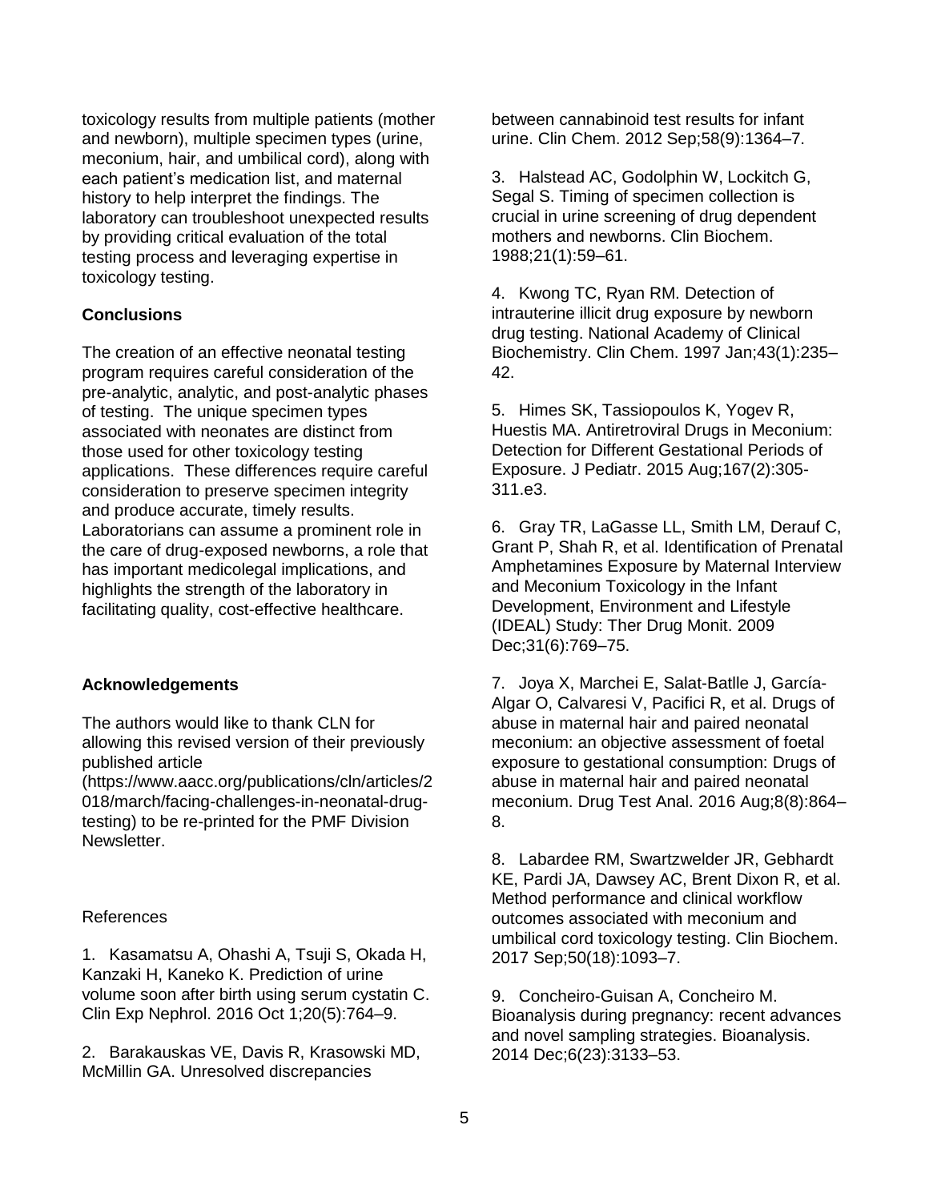toxicology results from multiple patients (mother and newborn), multiple specimen types (urine, meconium, hair, and umbilical cord), along with each patient's medication list, and maternal history to help interpret the findings. The laboratory can troubleshoot unexpected results by providing critical evaluation of the total testing process and leveraging expertise in toxicology testing.

**Conclusions**

The creation of an effective neonatal testing program requires careful consideration of the pre-analytic, analytic, and post-analytic phases of testing. The unique specimen types associated with neonates are distinct from those used for other toxicology testing applications. These differences require careful consideration to preserve specimen integrity and produce accurate, timely results. Laboratorians can assume a prominent role in the care of drug-exposed newborns, a role that has important medicolegal implications, and highlights the strength of the laboratory in facilitating quality, cost-effective healthcare.

**Acknowledgements**

The authors would like to thank CLN for allowing this revised version of their previously published article (https://www.aacc.org/publications/cln/articles/2018/march/facing-challenges-in-neonatal-drug-testing) to be re-printed for the PMF Division Newsletter.

References

1. Kasamatsu A, Ohashi A, Tsuji S, Okada H, Kanzaki H, Kaneko K. Prediction of urine volume soon after birth using serum cystatin C. Clin Exp Nephrol. 2016 Oct 1;20(5):764–9.

2. Barakauskas VE, Davis R, Krasowski MD, McMillin GA. Unresolved discrepancies between cannabinoid test results for infant urine. Clin Chem. 2012 Sep;58(9):1364–7.

3. Halstead AC, Godolphin W, Lockitch G, Segal S. Timing of specimen collection is crucial in urine screening of drug dependent mothers and newborns. Clin Biochem. 1988;21(1):59–61.

4. Kwong TC, Ryan RM. Detection of intrauterine illicit drug exposure by newborn drug testing. National Academy of Clinical Biochemistry. Clin Chem. 1997 Jan;43(1):235–42.

5. Himes SK, Tassiopoulos K, Yogev R, Huestis MA. Antiretroviral Drugs in Meconium: Detection for Different Gestational Periods of Exposure. J Pediatr. 2015 Aug;167(2):305-311.e3.

6. Gray TR, LaGasse LL, Smith LM, Derauf C, Grant P, Shah R, et al. Identification of Prenatal Amphetamines Exposure by Maternal Interview and Meconium Toxicology in the Infant Development, Environment and Lifestyle (IDEAL) Study: Ther Drug Monit. 2009 Dec;31(6):769–75.

7. Joya X, Marchei E, Salat-Batlle J, García-Algar O, Calvaresi V, Pacifici R, et al. Drugs of abuse in maternal hair and paired neonatal meconium: an objective assessment of foetal exposure to gestational consumption: Drugs of abuse in maternal hair and paired neonatal meconium. Drug Test Anal. 2016 Aug;8(8):864–8.

8. Labardee RM, Swartzwelder JR, Gebhardt KE, Pardi JA, Dawsey AC, Brent Dixon R, et al. Method performance and clinical workflow outcomes associated with meconium and umbilical cord toxicology testing. Clin Biochem. 2017 Sep;50(18):1093–7.

9. Concheiro-Guisan A, Concheiro M. Bioanalysis during pregnancy: recent advances and novel sampling strategies. Bioanalysis. 2014 Dec;6(23):3133–53.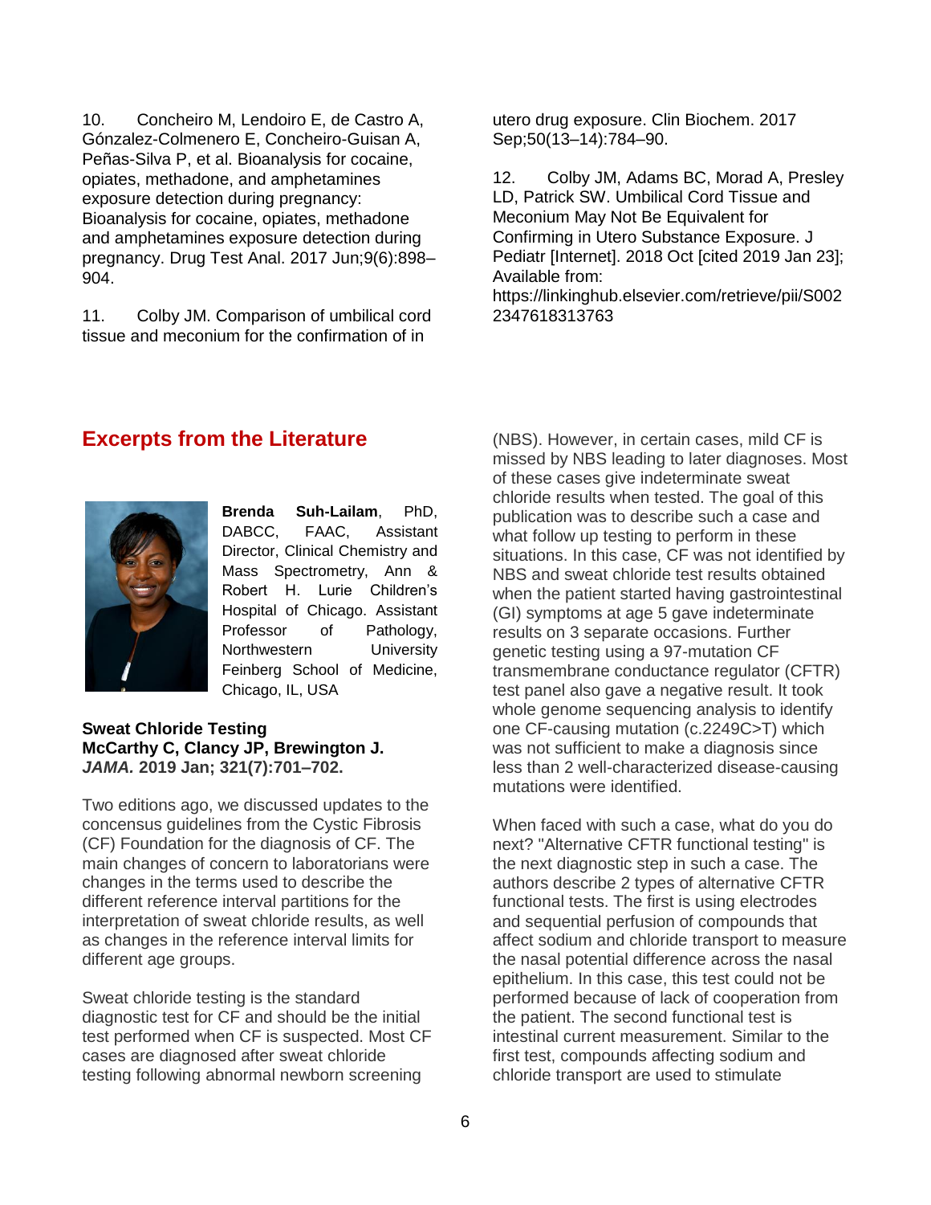10. Concheiro M, Lendoiro E, de Castro A, Gónzalez-Colmenero E, Concheiro-Guisan A, Peñas-Silva P, et al. Bioanalysis for cocaine, opiates, methadone, and amphetamines exposure detection during pregnancy: Bioanalysis for cocaine, opiates, methadone and amphetamines exposure detection during pregnancy. Drug Test Anal. 2017 Jun;9(6):898–904.

11. Colby JM. Comparison of umbilical cord tissue and meconium for the confirmation of in utero drug exposure. Clin Biochem. 2017 Sep;50(13–14):784–90.

12. Colby JM, Adams BC, Morad A, Presley LD, Patrick SW. Umbilical Cord Tissue and Meconium May Not Be Equivalent for Confirming in Utero Substance Exposure. J Pediatr [Internet]. 2018 Oct [cited 2019 Jan 23]; Available from: https://linkinghub.elsevier.com/retrieve/pii/S0022347618313763

## Excerpts from the Literature

**Brenda Suh-Lailam**, PhD, DABCC, FAAC, Assistant Director, Clinical Chemistry and Mass Spectrometry, Ann & Robert H. Lurie Children's Hospital of Chicago. Assistant Professor of Pathology, Northwestern University Feinberg School of Medicine, Chicago, IL, USA

**Sweat Chloride Testing**
**McCarthy C, Clancy JP, Brewington J.**
***JAMA.* 2019 Jan; 321(7):701–702.**

Two editions ago, we discussed updates to the concensus guidelines from the Cystic Fibrosis (CF) Foundation for the diagnosis of CF. The main changes of concern to laboratorians were changes in the terms used to describe the different reference interval partitions for the interpretation of sweat chloride results, as well as changes in the reference interval limits for different age groups.

Sweat chloride testing is the standard diagnostic test for CF and should be the initial test performed when CF is suspected. Most CF cases are diagnosed after sweat chloride testing following abnormal newborn screening (NBS). However, in certain cases, mild CF is missed by NBS leading to later diagnoses. Most of these cases give indeterminate sweat chloride results when tested. The goal of this publication was to describe such a case and what follow up testing to perform in these situations. In this case, CF was not identified by NBS and sweat chloride test results obtained when the patient started having gastrointestinal (GI) symptoms at age 5 gave indeterminate results on 3 separate occasions. Further genetic testing using a 97-mutation CF transmembrane conductance regulator (CFTR) test panel also gave a negative result. It took whole genome sequencing analysis to identify one CF-causing mutation (c.2249C>T) which was not sufficient to make a diagnosis since less than 2 well-characterized disease-causing mutations were identified.

When faced with such a case, what do you do next? "Alternative CFTR functional testing" is the next diagnostic step in such a case. The authors describe 2 types of alternative CFTR functional tests. The first is using electrodes and sequential perfusion of compounds that affect sodium and chloride transport to measure the nasal potential difference across the nasal epithelium. In this case, this test could not be performed because of lack of cooperation from the patient. The second functional test is intestinal current measurement. Similar to the first test, compounds affecting sodium and chloride transport are used to stimulate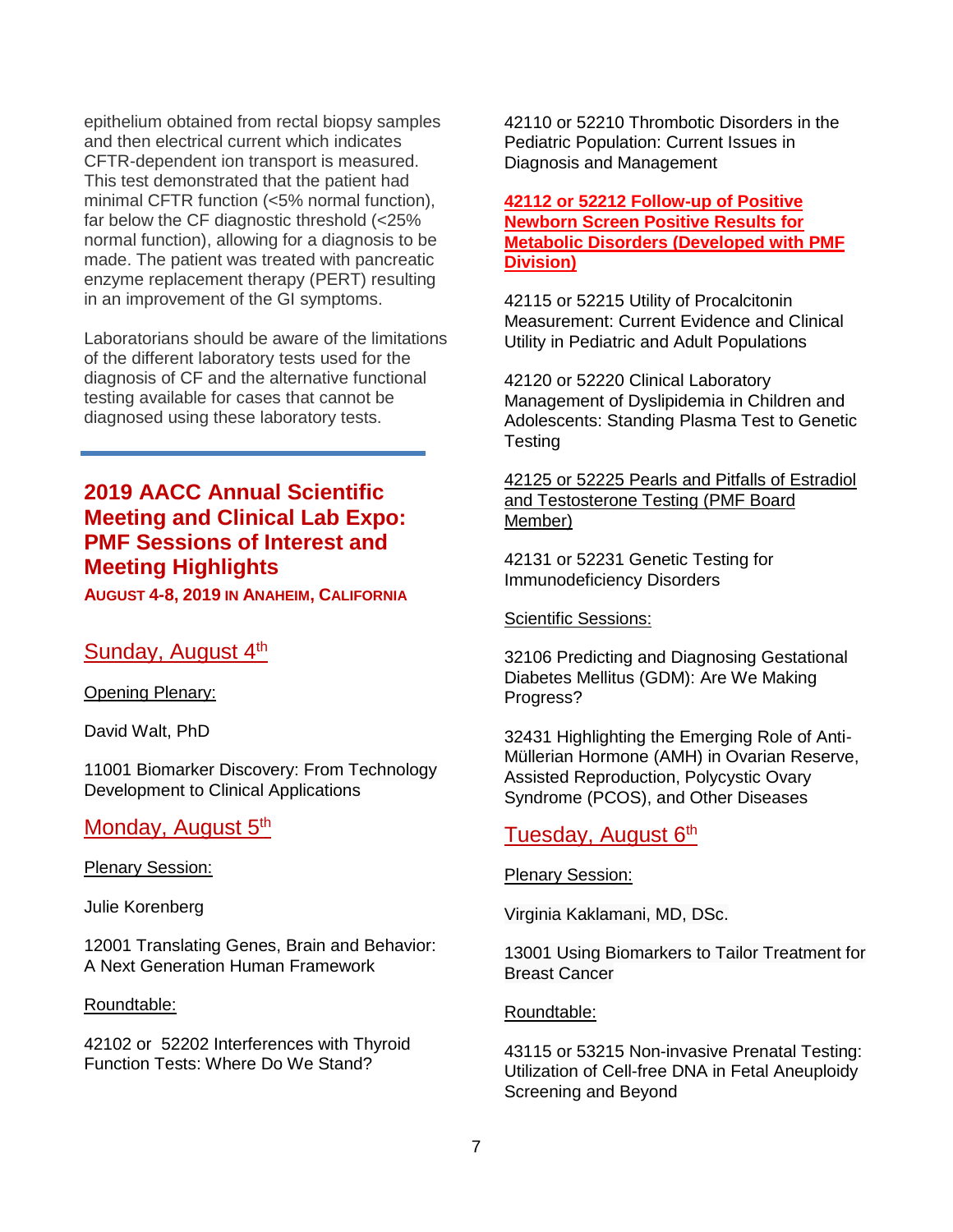epithelium obtained from rectal biopsy samples and then electrical current which indicates CFTR-dependent ion transport is measured. This test demonstrated that the patient had minimal CFTR function (<5% normal function), far below the CF diagnostic threshold (<25% normal function), allowing for a diagnosis to be made. The patient was treated with pancreatic enzyme replacement therapy (PERT) resulting in an improvement of the GI symptoms.

Laboratorians should be aware of the limitations of the different laboratory tests used for the diagnosis of CF and the alternative functional testing available for cases that cannot be diagnosed using these laboratory tests.

## 2019 AACC Annual Scientific Meeting and Clinical Lab Expo: PMF Sessions of Interest and Meeting Highlights

**AUGUST 4-8, 2019 IN ANAHEIM, CALIFORNIA**

### Sunday, August 4th

Opening Plenary:

David Walt, PhD

11001 Biomarker Discovery: From Technology Development to Clinical Applications

### Monday, August 5th

Plenary Session:

Julie Korenberg

12001 Translating Genes, Brain and Behavior: A Next Generation Human Framework

Roundtable:

42102 or 52202 Interferences with Thyroid Function Tests: Where Do We Stand?

42110 or 52210 Thrombotic Disorders in the Pediatric Population: Current Issues in Diagnosis and Management

**42112 or 52212 Follow-up of Positive Newborn Screen Positive Results for Metabolic Disorders (Developed with PMF Division)**

42115 or 52215 Utility of Procalcitonin Measurement: Current Evidence and Clinical Utility in Pediatric and Adult Populations

42120 or 52220 Clinical Laboratory Management of Dyslipidemia in Children and Adolescents: Standing Plasma Test to Genetic Testing

42125 or 52225 Pearls and Pitfalls of Estradiol and Testosterone Testing (PMF Board Member)

42131 or 52231 Genetic Testing for Immunodeficiency Disorders

Scientific Sessions:

32106 Predicting and Diagnosing Gestational Diabetes Mellitus (GDM): Are We Making Progress?

32431 Highlighting the Emerging Role of Anti-Müllerian Hormone (AMH) in Ovarian Reserve, Assisted Reproduction, Polycystic Ovary Syndrome (PCOS), and Other Diseases

### Tuesday, August 6th

Plenary Session:

Virginia Kaklamani, MD, DSc.

13001 Using Biomarkers to Tailor Treatment for Breast Cancer

Roundtable:

43115 or 53215 Non-invasive Prenatal Testing: Utilization of Cell-free DNA in Fetal Aneuploidy Screening and Beyond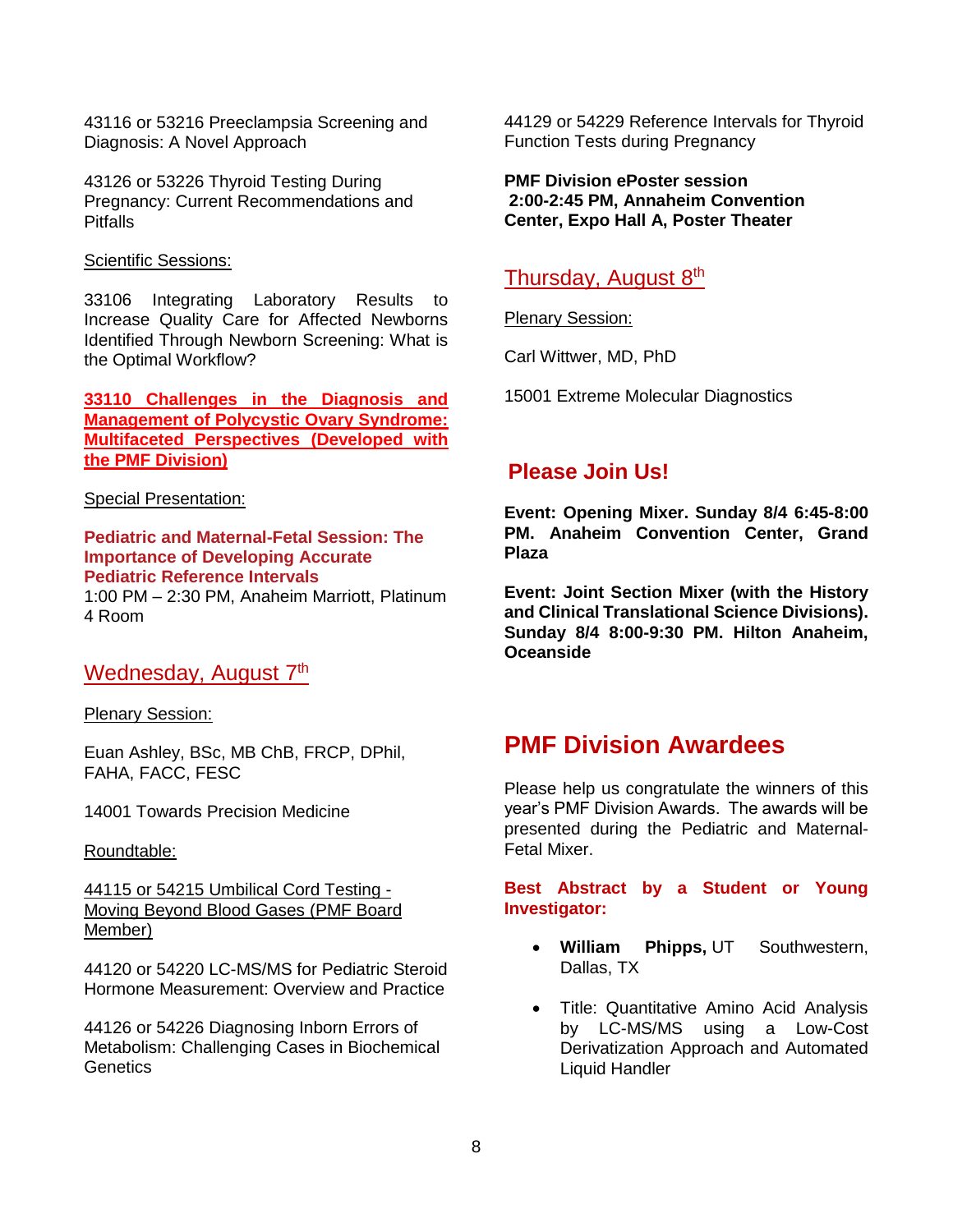43116 or 53216 Preeclampsia Screening and Diagnosis: A Novel Approach

43126 or 53226 Thyroid Testing During Pregnancy: Current Recommendations and Pitfalls

Scientific Sessions:

33106 Integrating Laboratory Results to Increase Quality Care for Affected Newborns Identified Through Newborn Screening: What is the Optimal Workflow?

**33110 Challenges in the Diagnosis and Management of Polycystic Ovary Syndrome: Multifaceted Perspectives (Developed with the PMF Division)**

Special Presentation:

**Pediatric and Maternal-Fetal Session: The Importance of Developing Accurate Pediatric Reference Intervals**
1:00 PM – 2:30 PM, Anaheim Marriott, Platinum 4 Room

## Wednesday, August 7th

Plenary Session:

Euan Ashley, BSc, MB ChB, FRCP, DPhil, FAHA, FACC, FESC

14001 Towards Precision Medicine

Roundtable:

44115 or 54215 Umbilical Cord Testing - Moving Beyond Blood Gases (PMF Board Member)

44120 or 54220 LC-MS/MS for Pediatric Steroid Hormone Measurement: Overview and Practice

44126 or 54226 Diagnosing Inborn Errors of Metabolism: Challenging Cases in Biochemical Genetics

44129 or 54229 Reference Intervals for Thyroid Function Tests during Pregnancy

**PMF Division ePoster session 2:00-2:45 PM, Annaheim Convention Center, Expo Hall A, Poster Theater**

## Thursday, August 8th

Plenary Session:

Carl Wittwer, MD, PhD

15001 Extreme Molecular Diagnostics

## Please Join Us!

**Event: Opening Mixer. Sunday 8/4 6:45-8:00 PM. Anaheim Convention Center, Grand Plaza**

**Event: Joint Section Mixer (with the History and Clinical Translational Science Divisions). Sunday 8/4 8:00-9:30 PM. Hilton Anaheim, Oceanside**

# PMF Division Awardees

Please help us congratulate the winners of this year's PMF Division Awards. The awards will be presented during the Pediatric and Maternal-Fetal Mixer.

**Best Abstract by a Student or Young Investigator:**

- **William Phipps,** UT Southwestern, Dallas, TX
- Title: Quantitative Amino Acid Analysis by LC-MS/MS using a Low-Cost Derivatization Approach and Automated Liquid Handler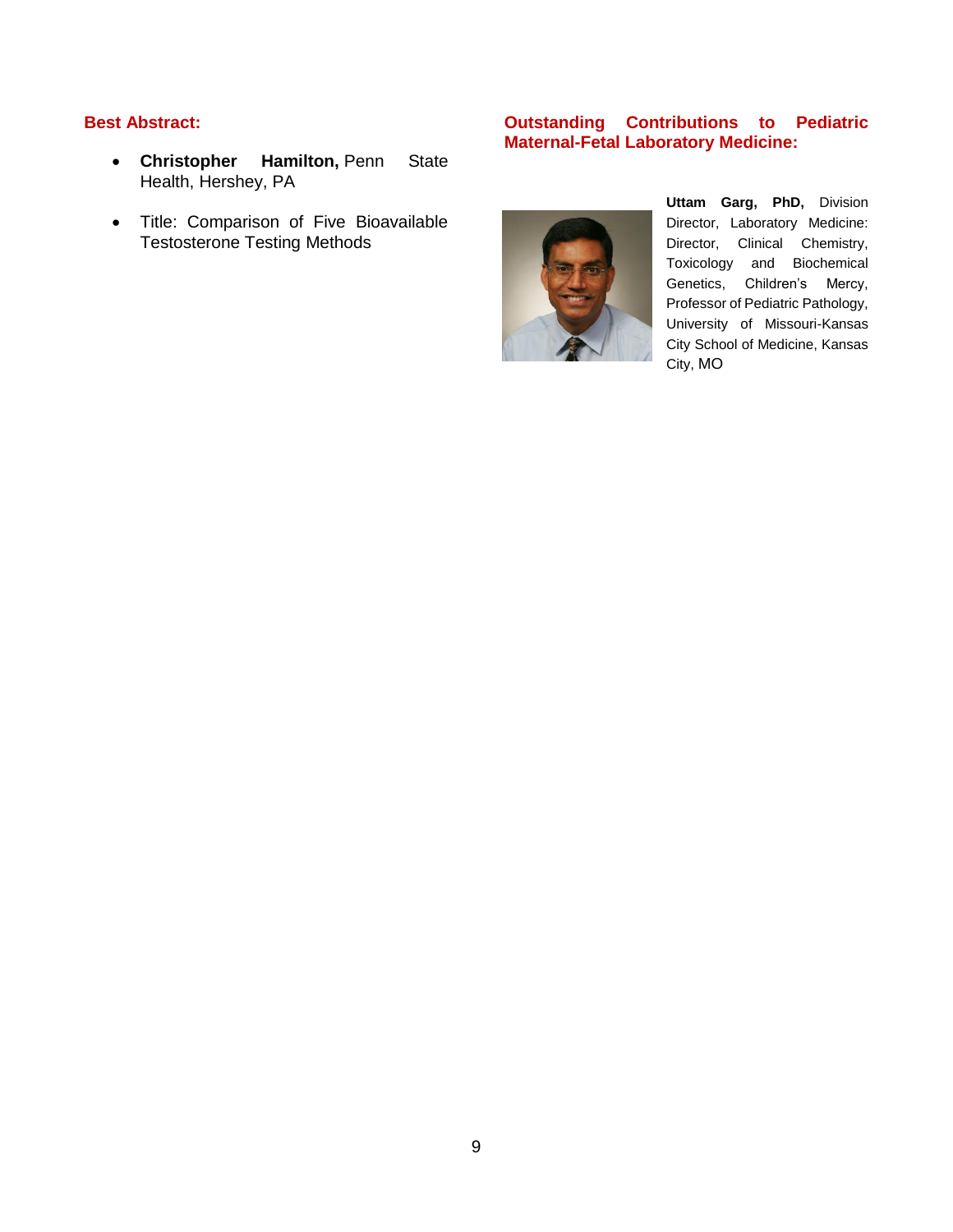### Best Abstract:

- **Christopher Hamilton,** Penn State Health, Hershey, PA
- Title: Comparison of Five Bioavailable Testosterone Testing Methods

### Outstanding Contributions to Pediatric Maternal-Fetal Laboratory Medicine:

**Uttam Garg, PhD,** Division Director, Laboratory Medicine: Director, Clinical Chemistry, Toxicology and Biochemical Genetics, Children's Mercy, Professor of Pediatric Pathology, University of Missouri-Kansas City School of Medicine, Kansas City, MO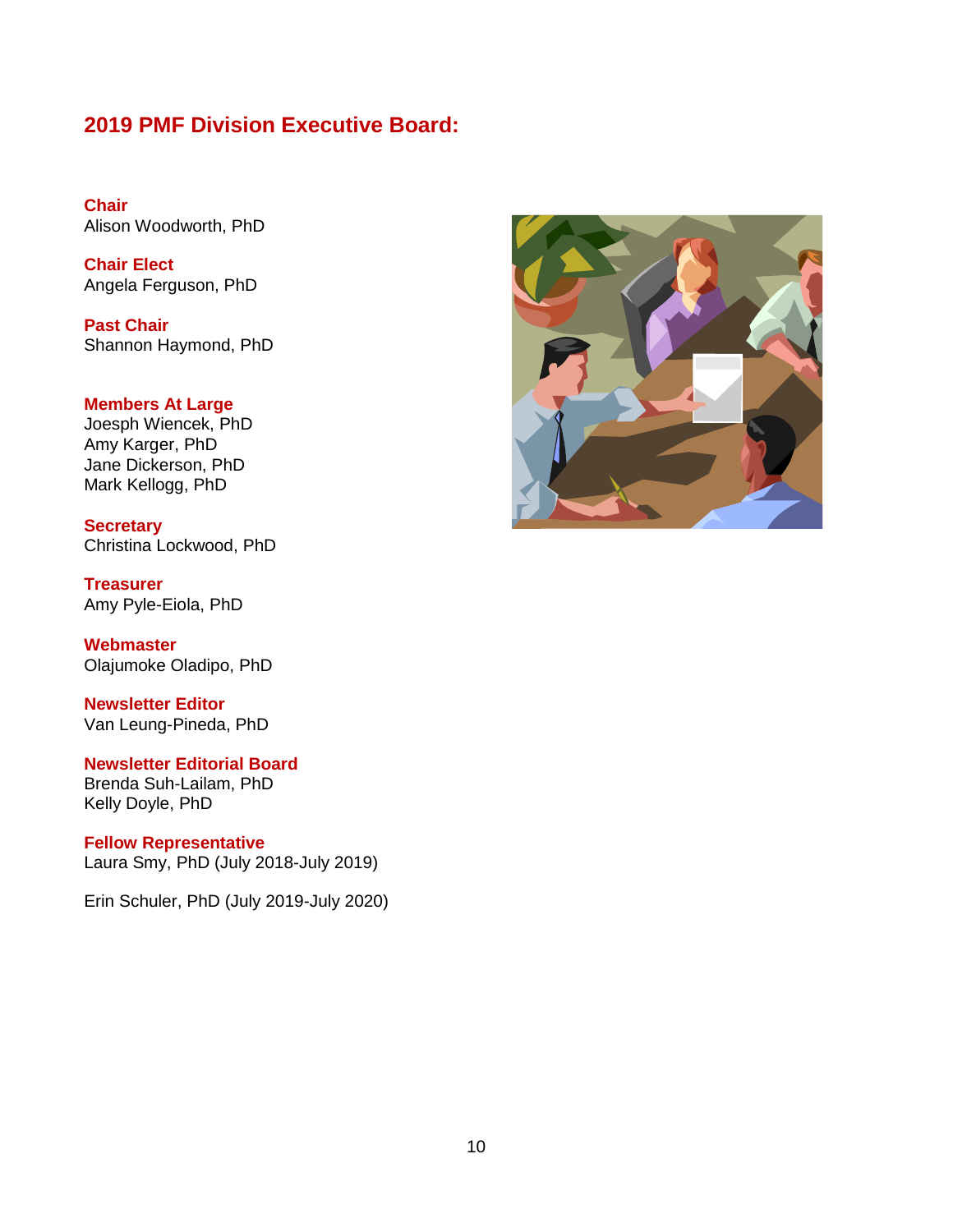## 2019 PMF Division Executive Board:

**Chair**
Alison Woodworth, PhD

**Chair Elect**
Angela Ferguson, PhD

**Past Chair**
Shannon Haymond, PhD

**Members At Large**
Joesph Wiencek, PhD
Amy Karger, PhD
Jane Dickerson, PhD
Mark Kellogg, PhD

**Secretary**
Christina Lockwood, PhD

**Treasurer**
Amy Pyle-Eiola, PhD

**Webmaster**
Olajumoke Oladipo, PhD

**Newsletter Editor**
Van Leung-Pineda, PhD

**Newsletter Editorial Board**
Brenda Suh-Lailam, PhD
Kelly Doyle, PhD

**Fellow Representative**
Laura Smy, PhD (July 2018-July 2019)

Erin Schuler, PhD (July 2019-July 2020)